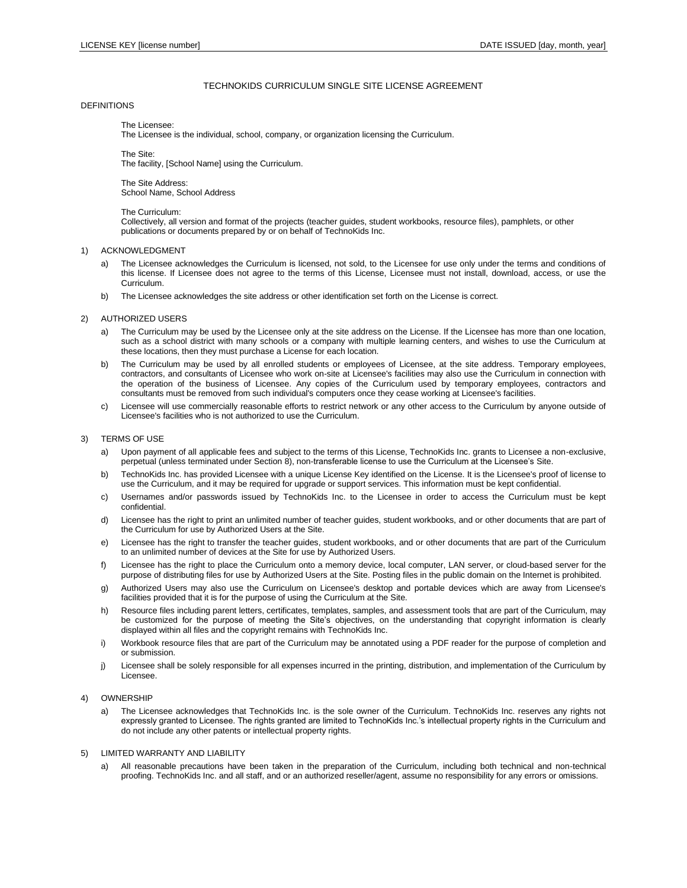LICENSE KEY [license number] DATE ISSUED [day, month, year]

# TECHNOKIDS CURRICULUM SINGLE SITE LICENSE AGREEMENT

## DEFINITIONS

The Licensee:
The Licensee is the individual, school, company, or organization licensing the Curriculum.

The Site:
The facility, [School Name] using the Curriculum.

The Site Address:
School Name, School Address

The Curriculum:
Collectively, all version and format of the projects (teacher guides, student workbooks, resource files), pamphlets, or other publications or documents prepared by or on behalf of TechnoKids Inc.

## 1) ACKNOWLEDGMENT

a) The Licensee acknowledges the Curriculum is licensed, not sold, to the Licensee for use only under the terms and conditions of this license. If Licensee does not agree to the terms of this License, Licensee must not install, download, access, or use the Curriculum.

b) The Licensee acknowledges the site address or other identification set forth on the License is correct.

## 2) AUTHORIZED USERS

a) The Curriculum may be used by the Licensee only at the site address on the License. If the Licensee has more than one location, such as a school district with many schools or a company with multiple learning centers, and wishes to use the Curriculum at these locations, then they must purchase a License for each location.

b) The Curriculum may be used by all enrolled students or employees of Licensee, at the site address. Temporary employees, contractors, and consultants of Licensee who work on-site at Licensee's facilities may also use the Curriculum in connection with the operation of the business of Licensee. Any copies of the Curriculum used by temporary employees, contractors and consultants must be removed from such individual's computers once they cease working at Licensee's facilities.

c) Licensee will use commercially reasonable efforts to restrict network or any other access to the Curriculum by anyone outside of Licensee's facilities who is not authorized to use the Curriculum.

## 3) TERMS OF USE

a) Upon payment of all applicable fees and subject to the terms of this License, TechnoKids Inc. grants to Licensee a non-exclusive, perpetual (unless terminated under Section 8), non-transferable license to use the Curriculum at the Licensee's Site.

b) TechnoKids Inc. has provided Licensee with a unique License Key identified on the License. It is the Licensee's proof of license to use the Curriculum, and it may be required for upgrade or support services. This information must be kept confidential.

c) Usernames and/or passwords issued by TechnoKids Inc. to the Licensee in order to access the Curriculum must be kept confidential.

d) Licensee has the right to print an unlimited number of teacher guides, student workbooks, and or other documents that are part of the Curriculum for use by Authorized Users at the Site.

e) Licensee has the right to transfer the teacher guides, student workbooks, and or other documents that are part of the Curriculum to an unlimited number of devices at the Site for use by Authorized Users.

f) Licensee has the right to place the Curriculum onto a memory device, local computer, LAN server, or cloud-based server for the purpose of distributing files for use by Authorized Users at the Site. Posting files in the public domain on the Internet is prohibited.

g) Authorized Users may also use the Curriculum on Licensee's desktop and portable devices which are away from Licensee's facilities provided that it is for the purpose of using the Curriculum at the Site.

h) Resource files including parent letters, certificates, templates, samples, and assessment tools that are part of the Curriculum, may be customized for the purpose of meeting the Site's objectives, on the understanding that copyright information is clearly displayed within all files and the copyright remains with TechnoKids Inc.

i) Workbook resource files that are part of the Curriculum may be annotated using a PDF reader for the purpose of completion and or submission.

j) Licensee shall be solely responsible for all expenses incurred in the printing, distribution, and implementation of the Curriculum by Licensee.

## 4) OWNERSHIP

a) The Licensee acknowledges that TechnoKids Inc. is the sole owner of the Curriculum. TechnoKids Inc. reserves any rights not expressly granted to Licensee. The rights granted are limited to TechnoKids Inc.'s intellectual property rights in the Curriculum and do not include any other patents or intellectual property rights.

## 5) LIMITED WARRANTY AND LIABILITY

a) All reasonable precautions have been taken in the preparation of the Curriculum, including both technical and non-technical proofing. TechnoKids Inc. and all staff, and or an authorized reseller/agent, assume no responsibility for any errors or omissions.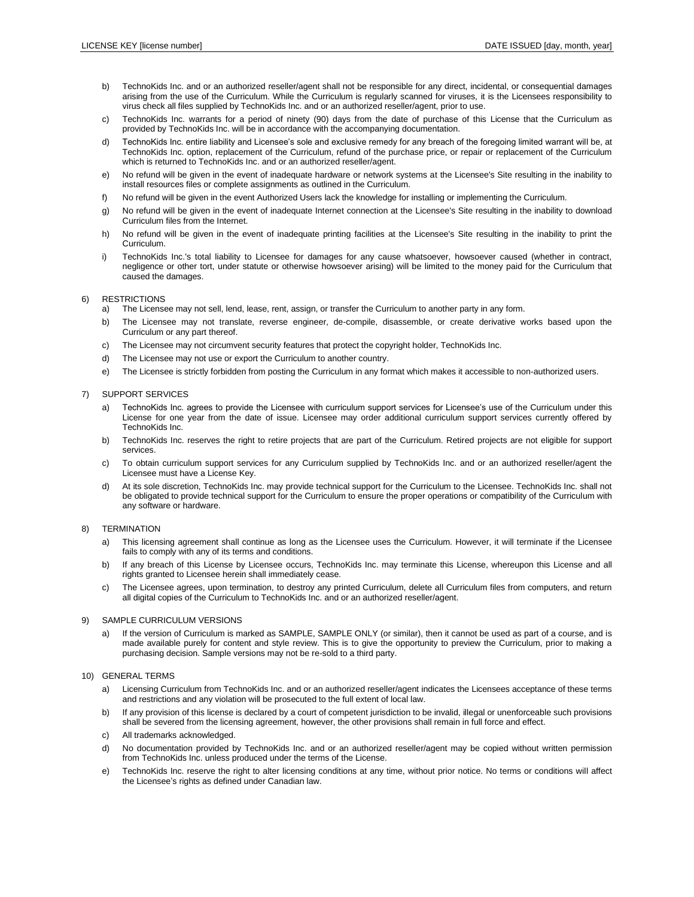b) TechnoKids Inc. and or an authorized reseller/agent shall not be responsible for any direct, incidental, or consequential damages arising from the use of the Curriculum. While the Curriculum is regularly scanned for viruses, it is the Licensees responsibility to virus check all files supplied by TechnoKids Inc. and or an authorized reseller/agent, prior to use.

c) TechnoKids Inc. warrants for a period of ninety (90) days from the date of purchase of this License that the Curriculum as provided by TechnoKids Inc. will be in accordance with the accompanying documentation.

d) TechnoKids Inc. entire liability and Licensee's sole and exclusive remedy for any breach of the foregoing limited warrant will be, at TechnoKids Inc. option, replacement of the Curriculum, refund of the purchase price, or repair or replacement of the Curriculum which is returned to TechnoKids Inc. and or an authorized reseller/agent.

e) No refund will be given in the event of inadequate hardware or network systems at the Licensee's Site resulting in the inability to install resources files or complete assignments as outlined in the Curriculum.

f) No refund will be given in the event Authorized Users lack the knowledge for installing or implementing the Curriculum.

g) No refund will be given in the event of inadequate Internet connection at the Licensee's Site resulting in the inability to download Curriculum files from the Internet.

h) No refund will be given in the event of inadequate printing facilities at the Licensee's Site resulting in the inability to print the Curriculum.

i) TechnoKids Inc.'s total liability to Licensee for damages for any cause whatsoever, howsoever caused (whether in contract, negligence or other tort, under statute or otherwise howsoever arising) will be limited to the money paid for the Curriculum that caused the damages.

6) RESTRICTIONS

a) The Licensee may not sell, lend, lease, rent, assign, or transfer the Curriculum to another party in any form.

b) The Licensee may not translate, reverse engineer, de-compile, disassemble, or create derivative works based upon the Curriculum or any part thereof.

c) The Licensee may not circumvent security features that protect the copyright holder, TechnoKids Inc.

d) The Licensee may not use or export the Curriculum to another country.

e) The Licensee is strictly forbidden from posting the Curriculum in any format which makes it accessible to non-authorized users.

7) SUPPORT SERVICES

a) TechnoKids Inc. agrees to provide the Licensee with curriculum support services for Licensee's use of the Curriculum under this License for one year from the date of issue. Licensee may order additional curriculum support services currently offered by TechnoKids Inc.

b) TechnoKids Inc. reserves the right to retire projects that are part of the Curriculum. Retired projects are not eligible for support services.

c) To obtain curriculum support services for any Curriculum supplied by TechnoKids Inc. and or an authorized reseller/agent the Licensee must have a License Key.

d) At its sole discretion, TechnoKids Inc. may provide technical support for the Curriculum to the Licensee. TechnoKids Inc. shall not be obligated to provide technical support for the Curriculum to ensure the proper operations or compatibility of the Curriculum with any software or hardware.

8) TERMINATION

a) This licensing agreement shall continue as long as the Licensee uses the Curriculum. However, it will terminate if the Licensee fails to comply with any of its terms and conditions.

b) If any breach of this License by Licensee occurs, TechnoKids Inc. may terminate this License, whereupon this License and all rights granted to Licensee herein shall immediately cease.

c) The Licensee agrees, upon termination, to destroy any printed Curriculum, delete all Curriculum files from computers, and return all digital copies of the Curriculum to TechnoKids Inc. and or an authorized reseller/agent.

9) SAMPLE CURRICULUM VERSIONS

a) If the version of Curriculum is marked as SAMPLE, SAMPLE ONLY (or similar), then it cannot be used as part of a course, and is made available purely for content and style review. This is to give the opportunity to preview the Curriculum, prior to making a purchasing decision. Sample versions may not be re-sold to a third party.

10) GENERAL TERMS

a) Licensing Curriculum from TechnoKids Inc. and or an authorized reseller/agent indicates the Licensees acceptance of these terms and restrictions and any violation will be prosecuted to the full extent of local law.

b) If any provision of this license is declared by a court of competent jurisdiction to be invalid, illegal or unenforceable such provisions shall be severed from the licensing agreement, however, the other provisions shall remain in full force and effect.

c) All trademarks acknowledged.

d) No documentation provided by TechnoKids Inc. and or an authorized reseller/agent may be copied without written permission from TechnoKids Inc. unless produced under the terms of the License.

e) TechnoKids Inc. reserve the right to alter licensing conditions at any time, without prior notice. No terms or conditions will affect the Licensee's rights as defined under Canadian law.